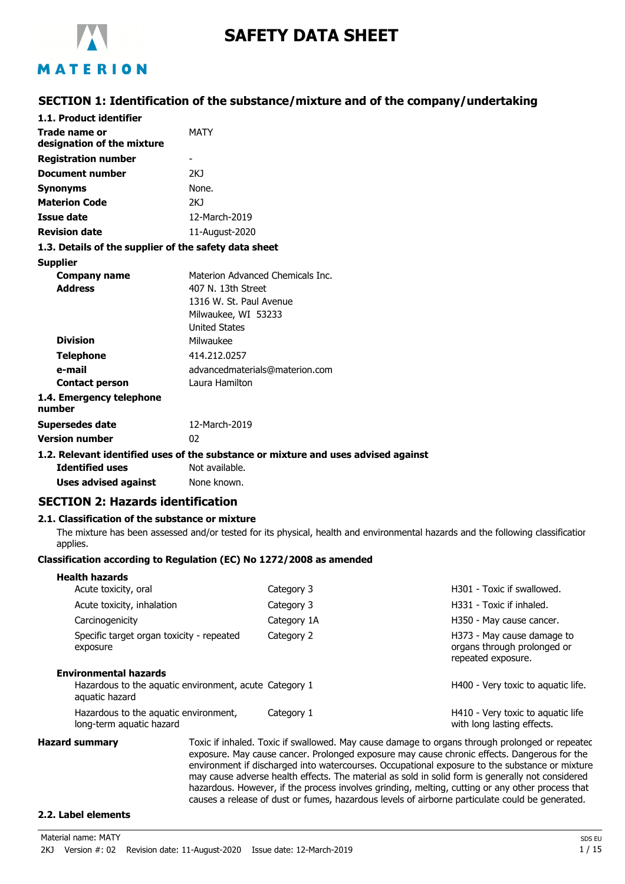# SAFETY DATA SHEET

## SECTION 1: Identification of the substance/mixture and of the company/undertaking

### 1.1. Product identifier

| | |
|---|---|
| **Trade name or designation of the mixture** | MATY |
| **Registration number** | - |
| **Document number** | 2KJ |
| **Synonyms** | None. |
| **Materion Code** | 2KJ |
| **Issue date** | 12-March-2019 |
| **Revision date** | 11-August-2020 |

### 1.3. Details of the supplier of the safety data sheet

**Supplier**

| | |
|---|---|
| **Company name** | Materion Advanced Chemicals Inc. |
| **Address** | 407 N. 13th Street<br>1316 W. St. Paul Avenue<br>Milwaukee, WI 53233<br>United States |
| **Division** | Milwaukee |
| **Telephone** | 414.212.0257 |
| **e-mail** | advancedmaterials@materion.com |
| **Contact person** | Laura Hamilton |

### 1.4. Emergency telephone number

| | |
|---|---|
| **Supersedes date** | 12-March-2019 |
| **Version number** | 02 |

### 1.2. Relevant identified uses of the substance or mixture and uses advised against

| | |
|---|---|
| **Identified uses** | Not available. |
| **Uses advised against** | None known. |

## SECTION 2: Hazards identification

### 2.1. Classification of the substance or mixture

The mixture has been assessed and/or tested for its physical, health and environmental hazards and the following classification applies.

**Classification according to Regulation (EC) No 1272/2008 as amended**

| | | |
|---|---|---|
| **Health hazards** | | |
| Acute toxicity, oral | Category 3 | H301 - Toxic if swallowed. |
| Acute toxicity, inhalation | Category 3 | H331 - Toxic if inhaled. |
| Carcinogenicity | Category 1A | H350 - May cause cancer. |
| Specific target organ toxicity - repeated exposure | Category 2 | H373 - May cause damage to organs through prolonged or repeated exposure. |
| **Environmental hazards** | | |
| Hazardous to the aquatic environment, acute aquatic hazard | Category 1 | H400 - Very toxic to aquatic life. |
| Hazardous to the aquatic environment, long-term aquatic hazard | Category 1 | H410 - Very toxic to aquatic life with long lasting effects. |

**Hazard summary**

Toxic if inhaled. Toxic if swallowed. May cause damage to organs through prolonged or repeated exposure. May cause cancer. Prolonged exposure may cause chronic effects. Dangerous for the environment if discharged into watercourses. Occupational exposure to the substance or mixture may cause adverse health effects. The material as sold in solid form is generally not considered hazardous. However, if the process involves grinding, melting, cutting or any other process that causes a release of dust or fumes, hazardous levels of airborne particulate could be generated.

### 2.2. Label elements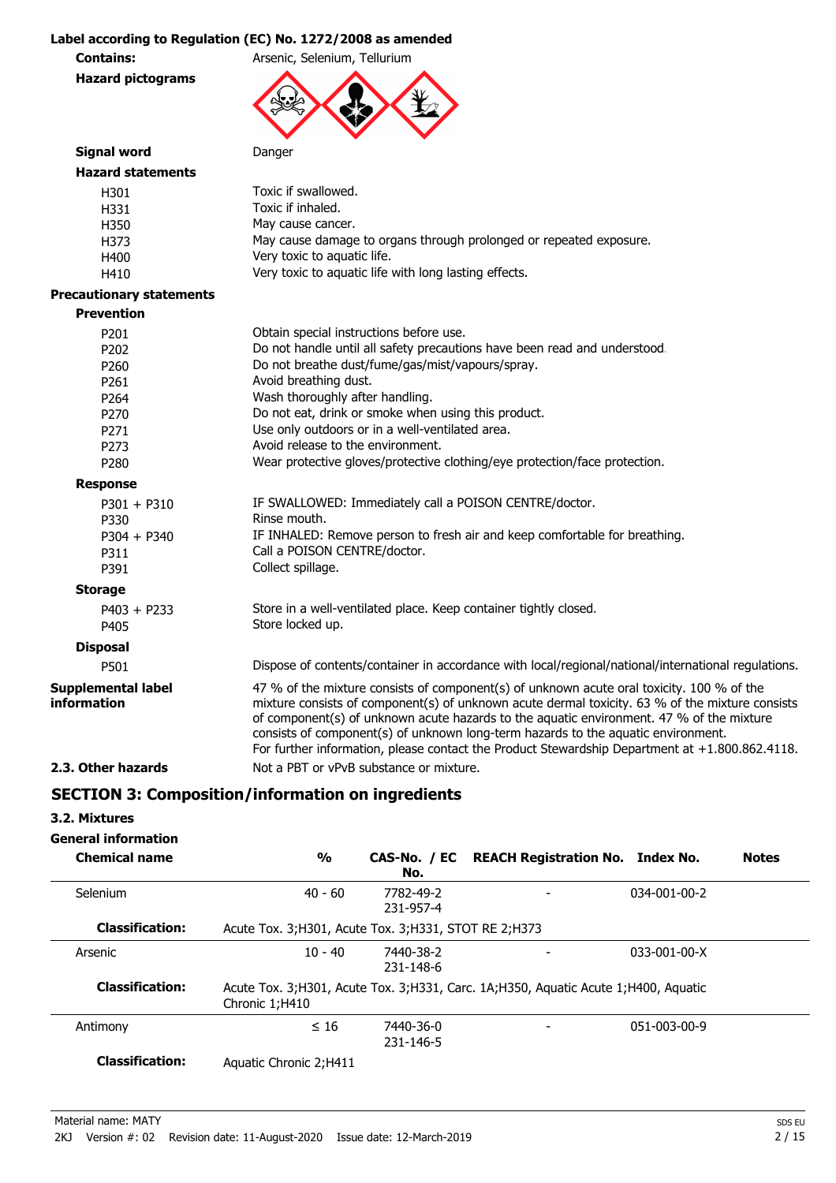**Label according to Regulation (EC) No. 1272/2008 as amended**

**Contains:** Arsenic, Selenium, Tellurium

**Hazard pictograms**

**Signal word** Danger

**Hazard statements**

| | |
|---|---|
| H301 | Toxic if swallowed. |
| H331 | Toxic if inhaled. |
| H350 | May cause cancer. |
| H373 | May cause damage to organs through prolonged or repeated exposure. |
| H400 | Very toxic to aquatic life. |
| H410 | Very toxic to aquatic life with long lasting effects. |

**Precautionary statements**

**Prevention**

| | |
|---|---|
| P201 | Obtain special instructions before use. |
| P202 | Do not handle until all safety precautions have been read and understood. |
| P260 | Do not breathe dust/fume/gas/mist/vapours/spray. |
| P261 | Avoid breathing dust. |
| P264 | Wash thoroughly after handling. |
| P270 | Do not eat, drink or smoke when using this product. |
| P271 | Use only outdoors or in a well-ventilated area. |
| P273 | Avoid release to the environment. |
| P280 | Wear protective gloves/protective clothing/eye protection/face protection. |

**Response**

| | |
|---|---|
| P301 + P310 | IF SWALLOWED: Immediately call a POISON CENTRE/doctor. |
| P330 | Rinse mouth. |
| P304 + P340 | IF INHALED: Remove person to fresh air and keep comfortable for breathing. |
| P311 | Call a POISON CENTRE/doctor. |
| P391 | Collect spillage. |

**Storage**

| | |
|---|---|
| P403 + P233 | Store in a well-ventilated place. Keep container tightly closed. |
| P405 | Store locked up. |

**Disposal**

| | |
|---|---|
| P501 | Dispose of contents/container in accordance with local/regional/national/international regulations. |

**Supplemental label information** 47 % of the mixture consists of component(s) of unknown acute oral toxicity. 100 % of the mixture consists of component(s) of unknown acute dermal toxicity. 63 % of the mixture consists of component(s) of unknown acute hazards to the aquatic environment. 47 % of the mixture consists of component(s) of unknown long-term hazards to the aquatic environment.
For further information, please contact the Product Stewardship Department at +1.800.862.4118.

**2.3. Other hazards** Not a PBT or vPvB substance or mixture.

## SECTION 3: Composition/information on ingredients

### 3.2. Mixtures

**General information**

| Chemical name | % | CAS-No. / EC No. | REACH Registration No. | Index No. | Notes |
|---|---|---|---|---|---|
| Selenium | 40 - 60 | 7782-49-2<br>231-957-4 | - | 034-001-00-2 | |
| **Classification:** | Acute Tox. 3;H301, Acute Tox. 3;H331, STOT RE 2;H373 | | | | |
| Arsenic | 10 - 40 | 7440-38-2<br>231-148-6 | - | 033-001-00-X | |
| **Classification:** | Acute Tox. 3;H301, Acute Tox. 3;H331, Carc. 1A;H350, Aquatic Acute 1;H400, Aquatic Chronic 1;H410 | | | | |
| Antimony | ≤ 16 | 7440-36-0<br>231-146-5 | - | 051-003-00-9 | |
| **Classification:** | Aquatic Chronic 2;H411 | | | | |

Material name: MATY

2KJ Version #: 02 Revision date: 11-August-2020 Issue date: 12-March-2019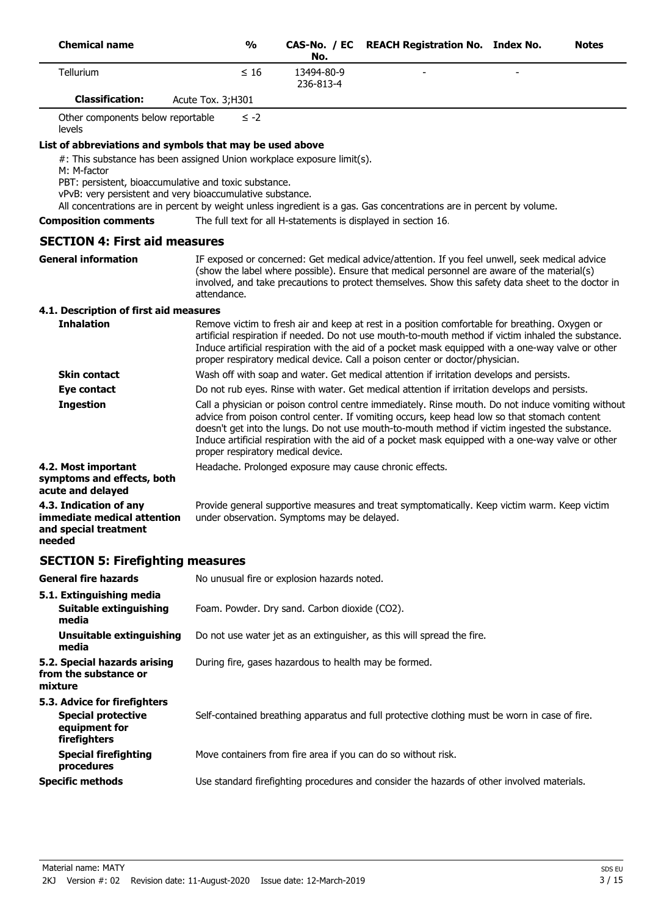| Chemical name | % | CAS-No. / EC No. | REACH Registration No. | Index No. | Notes |
|---|---|---|---|---|---|
| Tellurium | ≤ 16 | 13494-80-9<br>236-813-4 | - | - | |
| **Classification:** | Acute Tox. 3;H301 | | | | |
| Other components below reportable levels | ≤ -2 | | | | |

**List of abbreviations and symbols that may be used above**

#: This substance has been assigned Union workplace exposure limit(s).
M: M-factor
PBT: persistent, bioaccumulative and toxic substance.
vPvB: very persistent and very bioaccumulative substance.
All concentrations are in percent by weight unless ingredient is a gas. Gas concentrations are in percent by volume.

**Composition comments** The full text for all H-statements is displayed in section 16.

## SECTION 4: First aid measures

**General information** IF exposed or concerned: Get medical advice/attention. If you feel unwell, seek medical advice (show the label where possible). Ensure that medical personnel are aware of the material(s) involved, and take precautions to protect themselves. Show this safety data sheet to the doctor in attendance.

### 4.1. Description of first aid measures

**Inhalation** Remove victim to fresh air and keep at rest in a position comfortable for breathing. Oxygen or artificial respiration if needed. Do not use mouth-to-mouth method if victim inhaled the substance. Induce artificial respiration with the aid of a pocket mask equipped with a one-way valve or other proper respiratory medical device. Call a poison center or doctor/physician.

**Skin contact** Wash off with soap and water. Get medical attention if irritation develops and persists.

**Eye contact** Do not rub eyes. Rinse with water. Get medical attention if irritation develops and persists.

**Ingestion** Call a physician or poison control centre immediately. Rinse mouth. Do not induce vomiting without advice from poison control center. If vomiting occurs, keep head low so that stomach content doesn't get into the lungs. Do not use mouth-to-mouth method if victim ingested the substance. Induce artificial respiration with the aid of a pocket mask equipped with a one-way valve or other proper respiratory medical device.

**4.2. Most important symptoms and effects, both acute and delayed** Headache. Prolonged exposure may cause chronic effects.

**4.3. Indication of any immediate medical attention and special treatment needed** Provide general supportive measures and treat symptomatically. Keep victim warm. Keep victim under observation. Symptoms may be delayed.

## SECTION 5: Firefighting measures

**General fire hazards** No unusual fire or explosion hazards noted.

### 5.1. Extinguishing media

**Suitable extinguishing media** Foam. Powder. Dry sand. Carbon dioxide ($CO_2$).

**Unsuitable extinguishing media** Do not use water jet as an extinguisher, as this will spread the fire.

**5.2. Special hazards arising from the substance or mixture** During fire, gases hazardous to health may be formed.

### 5.3. Advice for firefighters

**Special protective equipment for firefighters** Self-contained breathing apparatus and full protective clothing must be worn in case of fire.

**Special firefighting procedures** Move containers from fire area if you can do so without risk.

**Specific methods** Use standard firefighting procedures and consider the hazards of other involved materials.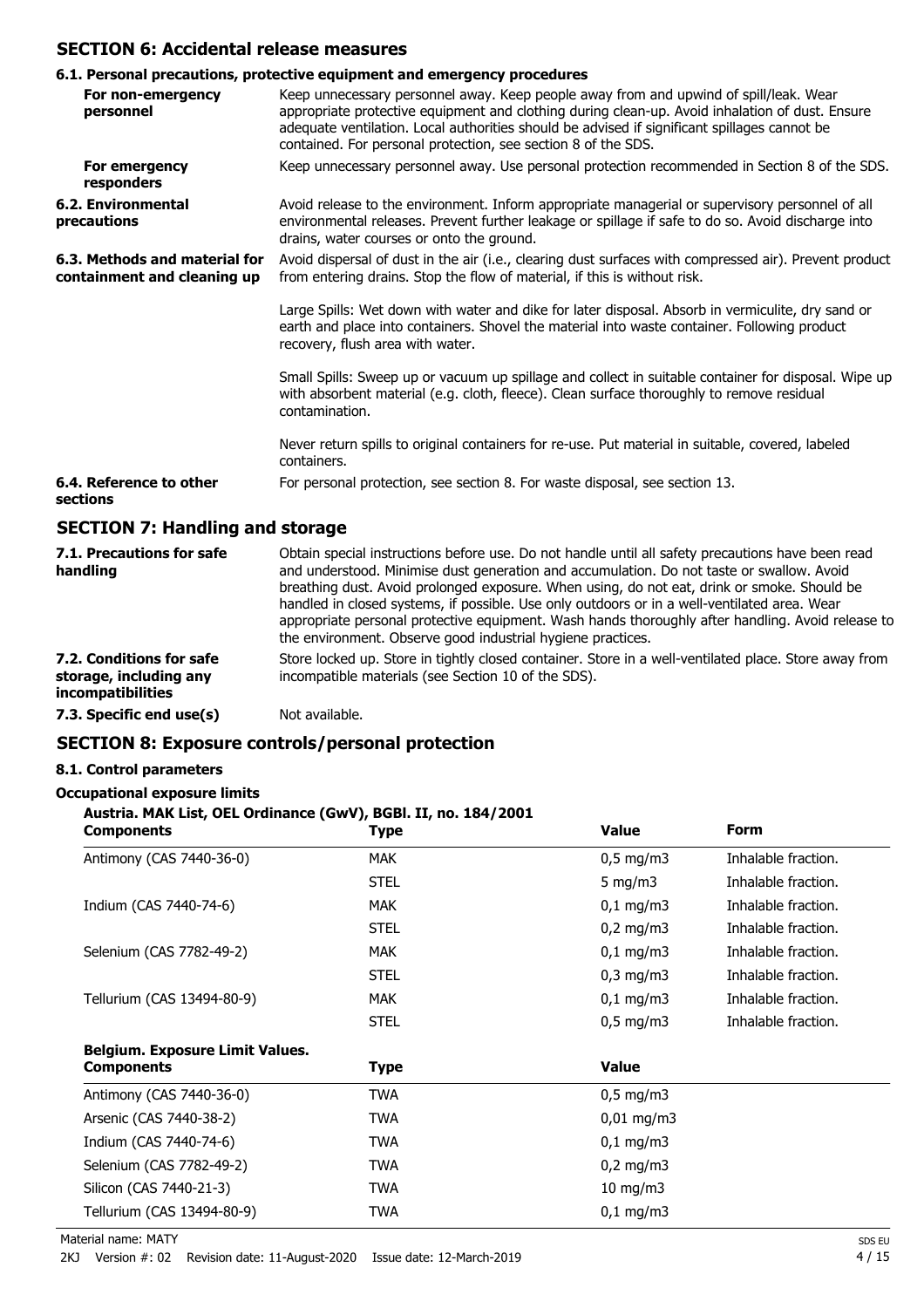## SECTION 6: Accidental release measures

### 6.1. Personal precautions, protective equipment and emergency procedures

**For non-emergency personnel**
Keep unnecessary personnel away. Keep people away from and upwind of spill/leak. Wear appropriate protective equipment and clothing during clean-up. Avoid inhalation of dust. Ensure adequate ventilation. Local authorities should be advised if significant spillages cannot be contained. For personal protection, see section 8 of the SDS.

**For emergency responders**
Keep unnecessary personnel away. Use personal protection recommended in Section 8 of the SDS.

**6.2. Environmental precautions**
Avoid release to the environment. Inform appropriate managerial or supervisory personnel of all environmental releases. Prevent further leakage or spillage if safe to do so. Avoid discharge into drains, water courses or onto the ground.

**6.3. Methods and material for containment and cleaning up**
Avoid dispersal of dust in the air (i.e., clearing dust surfaces with compressed air). Prevent product from entering drains. Stop the flow of material, if this is without risk.

Large Spills: Wet down with water and dike for later disposal. Absorb in vermiculite, dry sand or earth and place into containers. Shovel the material into waste container. Following product recovery, flush area with water.

Small Spills: Sweep up or vacuum up spillage and collect in suitable container for disposal. Wipe up with absorbent material (e.g. cloth, fleece). Clean surface thoroughly to remove residual contamination.

Never return spills to original containers for re-use. Put material in suitable, covered, labeled containers.

**6.4. Reference to other sections**
For personal protection, see section 8. For waste disposal, see section 13.

## SECTION 7: Handling and storage

**7.1. Precautions for safe handling**
Obtain special instructions before use. Do not handle until all safety precautions have been read and understood. Minimise dust generation and accumulation. Do not taste or swallow. Avoid breathing dust. Avoid prolonged exposure. When using, do not eat, drink or smoke. Should be handled in closed systems, if possible. Use only outdoors or in a well-ventilated area. Wear appropriate personal protective equipment. Wash hands thoroughly after handling. Avoid release to the environment. Observe good industrial hygiene practices.

**7.2. Conditions for safe storage, including any incompatibilities**
Store locked up. Store in tightly closed container. Store in a well-ventilated place. Store away from incompatible materials (see Section 10 of the SDS).

**7.3. Specific end use(s)**
Not available.

## SECTION 8: Exposure controls/personal protection

### 8.1. Control parameters

**Occupational exposure limits**

**Austria. MAK List, OEL Ordinance (GwV), BGBl. II, no. 184/2001**

| Components | Type | Value | Form |
|---|---|---|---|
| Antimony (CAS 7440-36-0) | MAK | 0,5 mg/m3 | Inhalable fraction. |
| | STEL | 5 mg/m3 | Inhalable fraction. |
| Indium (CAS 7440-74-6) | MAK | 0,1 mg/m3 | Inhalable fraction. |
| | STEL | 0,2 mg/m3 | Inhalable fraction. |
| Selenium (CAS 7782-49-2) | MAK | 0,1 mg/m3 | Inhalable fraction. |
| | STEL | 0,3 mg/m3 | Inhalable fraction. |
| Tellurium (CAS 13494-80-9) | MAK | 0,1 mg/m3 | Inhalable fraction. |
| | STEL | 0,5 mg/m3 | Inhalable fraction. |

**Belgium. Exposure Limit Values.**

| Components | Type | Value |
|---|---|---|
| Antimony (CAS 7440-36-0) | TWA | 0,5 mg/m3 |
| Arsenic (CAS 7440-38-2) | TWA | 0,01 mg/m3 |
| Indium (CAS 7440-74-6) | TWA | 0,1 mg/m3 |
| Selenium (CAS 7782-49-2) | TWA | 0,2 mg/m3 |
| Silicon (CAS 7440-21-3) | TWA | 10 mg/m3 |
| Tellurium (CAS 13494-80-9) | TWA | 0,1 mg/m3 |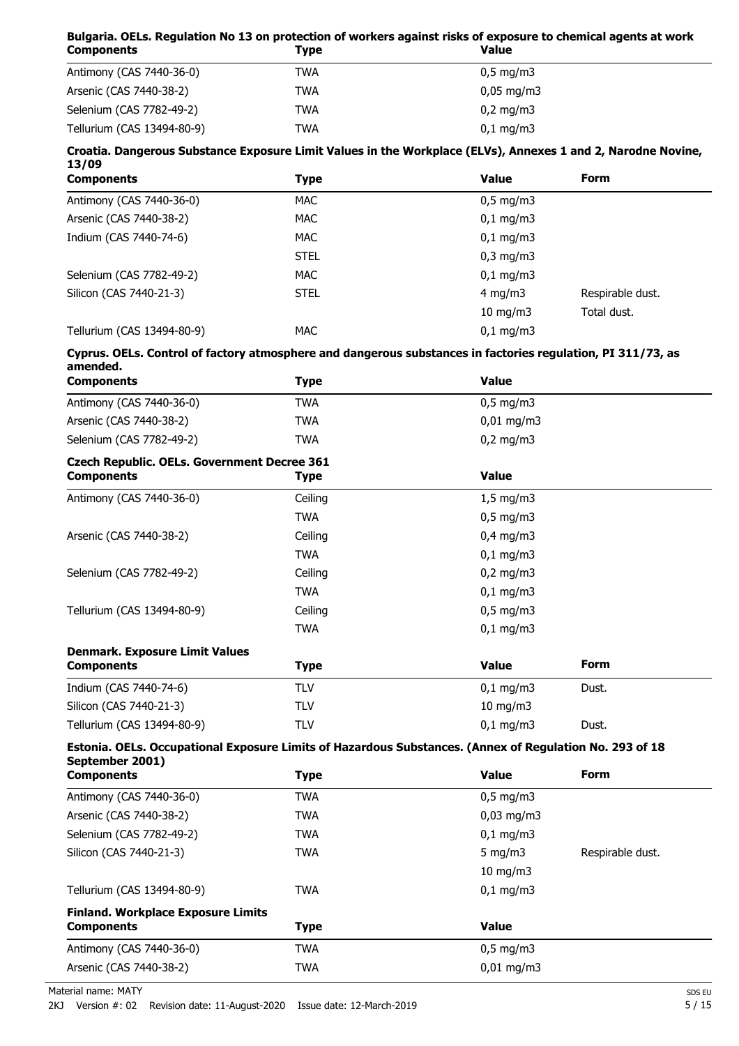**Bulgaria. OELs. Regulation No 13 on protection of workers against risks of exposure to chemical agents at work**

| Components | Type | Value |
|---|---|---|
| Antimony (CAS 7440-36-0) | TWA | 0,5 mg/m3 |
| Arsenic (CAS 7440-38-2) | TWA | 0,05 mg/m3 |
| Selenium (CAS 7782-49-2) | TWA | 0,2 mg/m3 |
| Tellurium (CAS 13494-80-9) | TWA | 0,1 mg/m3 |

**Croatia. Dangerous Substance Exposure Limit Values in the Workplace (ELVs), Annexes 1 and 2, Narodne Novine, 13/09**

| Components | Type | Value | Form |
|---|---|---|---|
| Antimony (CAS 7440-36-0) | MAC | 0,5 mg/m3 | |
| Arsenic (CAS 7440-38-2) | MAC | 0,1 mg/m3 | |
| Indium (CAS 7440-74-6) | MAC | 0,1 mg/m3 | |
| | STEL | 0,3 mg/m3 | |
| Selenium (CAS 7782-49-2) | MAC | 0,1 mg/m3 | |
| Silicon (CAS 7440-21-3) | STEL | 4 mg/m3 | Respirable dust. |
| | | 10 mg/m3 | Total dust. |
| Tellurium (CAS 13494-80-9) | MAC | 0,1 mg/m3 | |

**Cyprus. OELs. Control of factory atmosphere and dangerous substances in factories regulation, PI 311/73, as amended.**

| Components | Type | Value |
|---|---|---|
| Antimony (CAS 7440-36-0) | TWA | 0,5 mg/m3 |
| Arsenic (CAS 7440-38-2) | TWA | 0,01 mg/m3 |
| Selenium (CAS 7782-49-2) | TWA | 0,2 mg/m3 |

**Czech Republic. OELs. Government Decree 361**

| Components | Type | Value |
|---|---|---|
| Antimony (CAS 7440-36-0) | Ceiling | 1,5 mg/m3 |
| | TWA | 0,5 mg/m3 |
| Arsenic (CAS 7440-38-2) | Ceiling | 0,4 mg/m3 |
| | TWA | 0,1 mg/m3 |
| Selenium (CAS 7782-49-2) | Ceiling | 0,2 mg/m3 |
| | TWA | 0,1 mg/m3 |
| Tellurium (CAS 13494-80-9) | Ceiling | 0,5 mg/m3 |
| | TWA | 0,1 mg/m3 |

**Denmark. Exposure Limit Values**

| Components | Type | Value | Form |
|---|---|---|---|
| Indium (CAS 7440-74-6) | TLV | 0,1 mg/m3 | Dust. |
| Silicon (CAS 7440-21-3) | TLV | 10 mg/m3 | |
| Tellurium (CAS 13494-80-9) | TLV | 0,1 mg/m3 | Dust. |

**Estonia. OELs. Occupational Exposure Limits of Hazardous Substances. (Annex of Regulation No. 293 of 18 September 2001)**

| Components | Type | Value | Form |
|---|---|---|---|
| Antimony (CAS 7440-36-0) | TWA | 0,5 mg/m3 | |
| Arsenic (CAS 7440-38-2) | TWA | 0,03 mg/m3 | |
| Selenium (CAS 7782-49-2) | TWA | 0,1 mg/m3 | |
| Silicon (CAS 7440-21-3) | TWA | 5 mg/m3 | Respirable dust. |
| | | 10 mg/m3 | |
| Tellurium (CAS 13494-80-9) | TWA | 0,1 mg/m3 | |

**Finland. Workplace Exposure Limits**

| Components | Type | Value |
|---|---|---|
| Antimony (CAS 7440-36-0) | TWA | 0,5 mg/m3 |
| Arsenic (CAS 7440-38-2) | TWA | 0,01 mg/m3 |

Material name: MATY

2KJ Version #: 02 Revision date: 11-August-2020 Issue date: 12-March-2019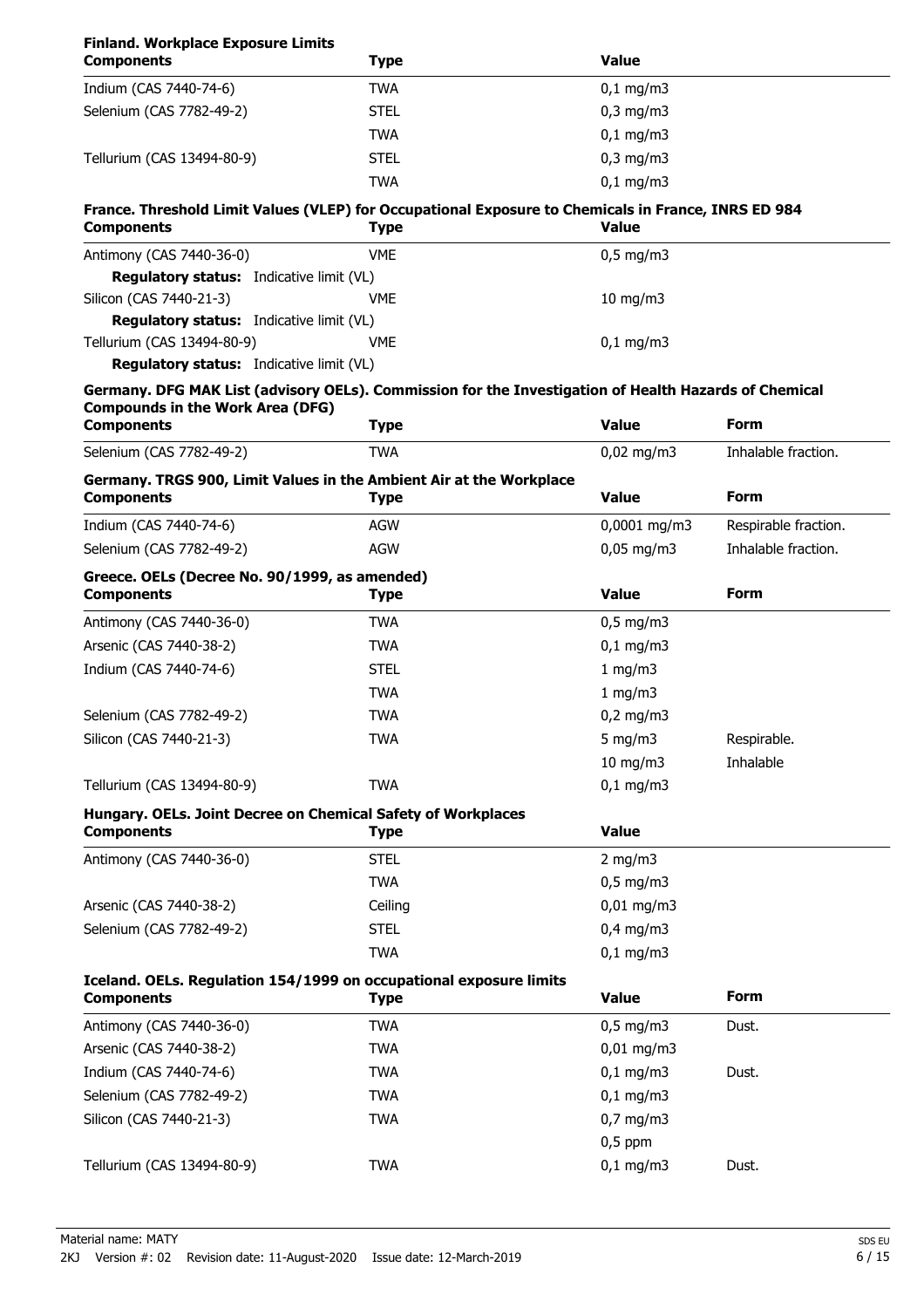**Finland. Workplace Exposure Limits**

| Components | Type | Value |
|---|---|---|
| Indium (CAS 7440-74-6) | TWA | 0,1 mg/m3 |
| Selenium (CAS 7782-49-2) | STEL | 0,3 mg/m3 |
| | TWA | 0,1 mg/m3 |
| Tellurium (CAS 13494-80-9) | STEL | 0,3 mg/m3 |
| | TWA | 0,1 mg/m3 |

**France. Threshold Limit Values (VLEP) for Occupational Exposure to Chemicals in France, INRS ED 984**

| Components | Type | Value |
|---|---|---|
| Antimony (CAS 7440-36-0) | VME | 0,5 mg/m3 |
| **Regulatory status:** Indicative limit (VL) | | |
| Silicon (CAS 7440-21-3) | VME | 10 mg/m3 |
| **Regulatory status:** Indicative limit (VL) | | |
| Tellurium (CAS 13494-80-9) | VME | 0,1 mg/m3 |
| **Regulatory status:** Indicative limit (VL) | | |

**Germany. DFG MAK List (advisory OELs). Commission for the Investigation of Health Hazards of Chemical Compounds in the Work Area (DFG)**

| Components | Type | Value | Form |
|---|---|---|---|
| Selenium (CAS 7782-49-2) | TWA | 0,02 mg/m3 | Inhalable fraction. |

**Germany. TRGS 900, Limit Values in the Ambient Air at the Workplace**

| Components | Type | Value | Form |
|---|---|---|---|
| Indium (CAS 7440-74-6) | AGW | 0,0001 mg/m3 | Respirable fraction. |
| Selenium (CAS 7782-49-2) | AGW | 0,05 mg/m3 | Inhalable fraction. |

**Greece. OELs (Decree No. 90/1999, as amended)**

| Components | Type | Value | Form |
|---|---|---|---|
| Antimony (CAS 7440-36-0) | TWA | 0,5 mg/m3 | |
| Arsenic (CAS 7440-38-2) | TWA | 0,1 mg/m3 | |
| Indium (CAS 7440-74-6) | STEL | 1 mg/m3 | |
| | TWA | 1 mg/m3 | |
| Selenium (CAS 7782-49-2) | TWA | 0,2 mg/m3 | |
| Silicon (CAS 7440-21-3) | TWA | 5 mg/m3 | Respirable. |
| | | 10 mg/m3 | Inhalable |
| Tellurium (CAS 13494-80-9) | TWA | 0,1 mg/m3 | |

**Hungary. OELs. Joint Decree on Chemical Safety of Workplaces**

| Components | Type | Value |
|---|---|---|
| Antimony (CAS 7440-36-0) | STEL | 2 mg/m3 |
| | TWA | 0,5 mg/m3 |
| Arsenic (CAS 7440-38-2) | Ceiling | 0,01 mg/m3 |
| Selenium (CAS 7782-49-2) | STEL | 0,4 mg/m3 |
| | TWA | 0,1 mg/m3 |

**Iceland. OELs. Regulation 154/1999 on occupational exposure limits**

| Components | Type | Value | Form |
|---|---|---|---|
| Antimony (CAS 7440-36-0) | TWA | 0,5 mg/m3 | Dust. |
| Arsenic (CAS 7440-38-2) | TWA | 0,01 mg/m3 | |
| Indium (CAS 7440-74-6) | TWA | 0,1 mg/m3 | Dust. |
| Selenium (CAS 7782-49-2) | TWA | 0,1 mg/m3 | |
| Silicon (CAS 7440-21-3) | TWA | 0,7 mg/m3 | |
| | | 0,5 ppm | |
| Tellurium (CAS 13494-80-9) | TWA | 0,1 mg/m3 | Dust. |

Material name: MATY

2KJ Version #: 02 Revision date: 11-August-2020 Issue date: 12-March-2019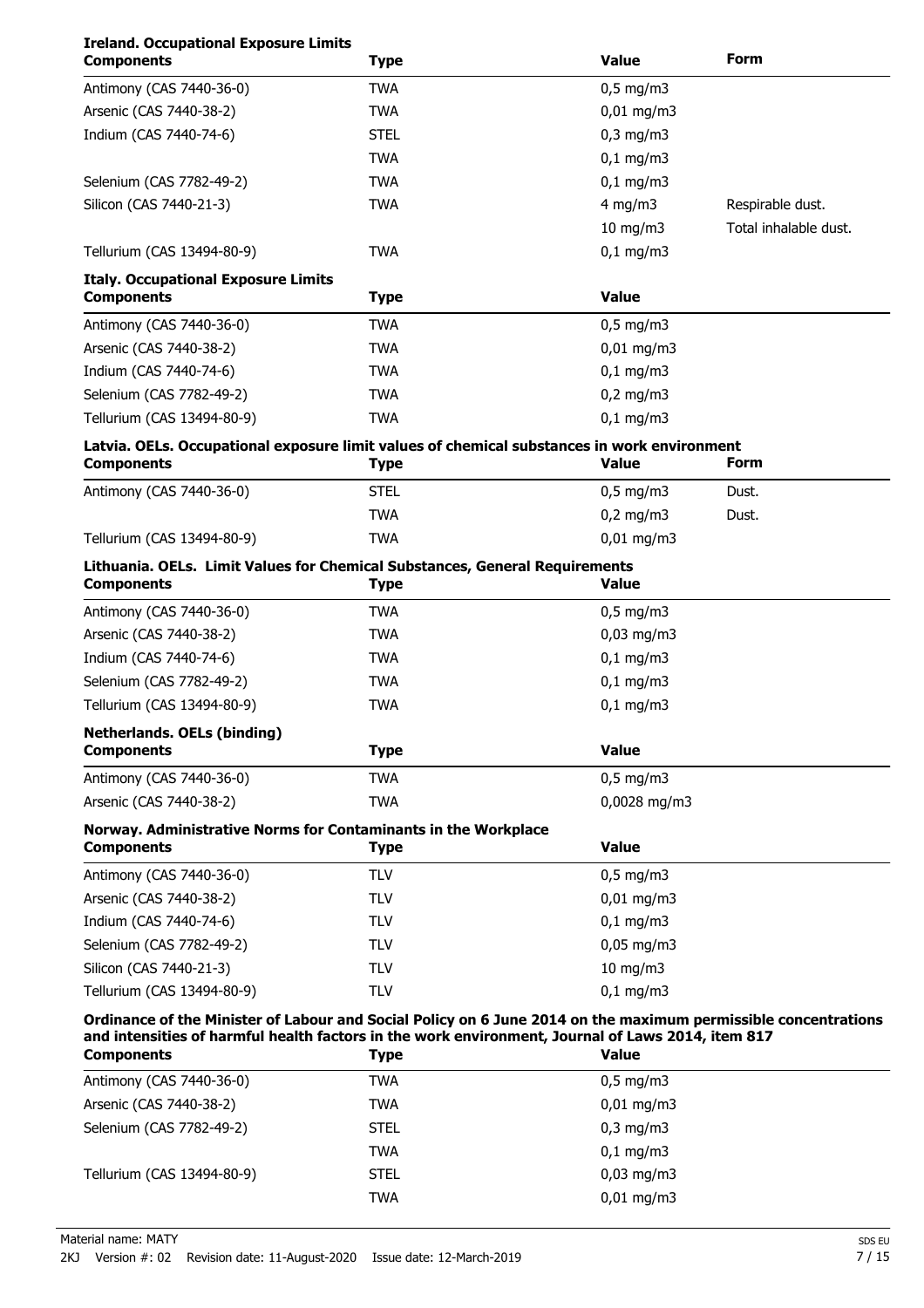**Ireland. Occupational Exposure Limits**

| Components | Type | Value | Form |
|---|---|---|---|
| Antimony (CAS 7440-36-0) | TWA | 0,5 mg/m3 | |
| Arsenic (CAS 7440-38-2) | TWA | 0,01 mg/m3 | |
| Indium (CAS 7440-74-6) | STEL | 0,3 mg/m3 | |
| | TWA | 0,1 mg/m3 | |
| Selenium (CAS 7782-49-2) | TWA | 0,1 mg/m3 | |
| Silicon (CAS 7440-21-3) | TWA | 4 mg/m3 | Respirable dust. |
| | | 10 mg/m3 | Total inhalable dust. |
| Tellurium (CAS 13494-80-9) | TWA | 0,1 mg/m3 | |

**Italy. Occupational Exposure Limits**

| Components | Type | Value |
|---|---|---|
| Antimony (CAS 7440-36-0) | TWA | 0,5 mg/m3 |
| Arsenic (CAS 7440-38-2) | TWA | 0,01 mg/m3 |
| Indium (CAS 7440-74-6) | TWA | 0,1 mg/m3 |
| Selenium (CAS 7782-49-2) | TWA | 0,2 mg/m3 |
| Tellurium (CAS 13494-80-9) | TWA | 0,1 mg/m3 |

**Latvia. OELs. Occupational exposure limit values of chemical substances in work environment**

| Components | Type | Value | Form |
|---|---|---|---|
| Antimony (CAS 7440-36-0) | STEL | 0,5 mg/m3 | Dust. |
| | TWA | 0,2 mg/m3 | Dust. |
| Tellurium (CAS 13494-80-9) | TWA | 0,01 mg/m3 | |

**Lithuania. OELs. Limit Values for Chemical Substances, General Requirements**

| Components | Type | Value |
|---|---|---|
| Antimony (CAS 7440-36-0) | TWA | 0,5 mg/m3 |
| Arsenic (CAS 7440-38-2) | TWA | 0,03 mg/m3 |
| Indium (CAS 7440-74-6) | TWA | 0,1 mg/m3 |
| Selenium (CAS 7782-49-2) | TWA | 0,1 mg/m3 |
| Tellurium (CAS 13494-80-9) | TWA | 0,1 mg/m3 |

**Netherlands. OELs (binding)**

| Components | Type | Value |
|---|---|---|
| Antimony (CAS 7440-36-0) | TWA | 0,5 mg/m3 |
| Arsenic (CAS 7440-38-2) | TWA | 0,0028 mg/m3 |

**Norway. Administrative Norms for Contaminants in the Workplace**

| Components | Type | Value |
|---|---|---|
| Antimony (CAS 7440-36-0) | TLV | 0,5 mg/m3 |
| Arsenic (CAS 7440-38-2) | TLV | 0,01 mg/m3 |
| Indium (CAS 7440-74-6) | TLV | 0,1 mg/m3 |
| Selenium (CAS 7782-49-2) | TLV | 0,05 mg/m3 |
| Silicon (CAS 7440-21-3) | TLV | 10 mg/m3 |
| Tellurium (CAS 13494-80-9) | TLV | 0,1 mg/m3 |

**Ordinance of the Minister of Labour and Social Policy on 6 June 2014 on the maximum permissible concentrations and intensities of harmful health factors in the work environment, Journal of Laws 2014, item 817**

| Components | Type | Value |
|---|---|---|
| Antimony (CAS 7440-36-0) | TWA | 0,5 mg/m3 |
| Arsenic (CAS 7440-38-2) | TWA | 0,01 mg/m3 |
| Selenium (CAS 7782-49-2) | STEL | 0,3 mg/m3 |
| | TWA | 0,1 mg/m3 |
| Tellurium (CAS 13494-80-9) | STEL | 0,03 mg/m3 |
| | TWA | 0,01 mg/m3 |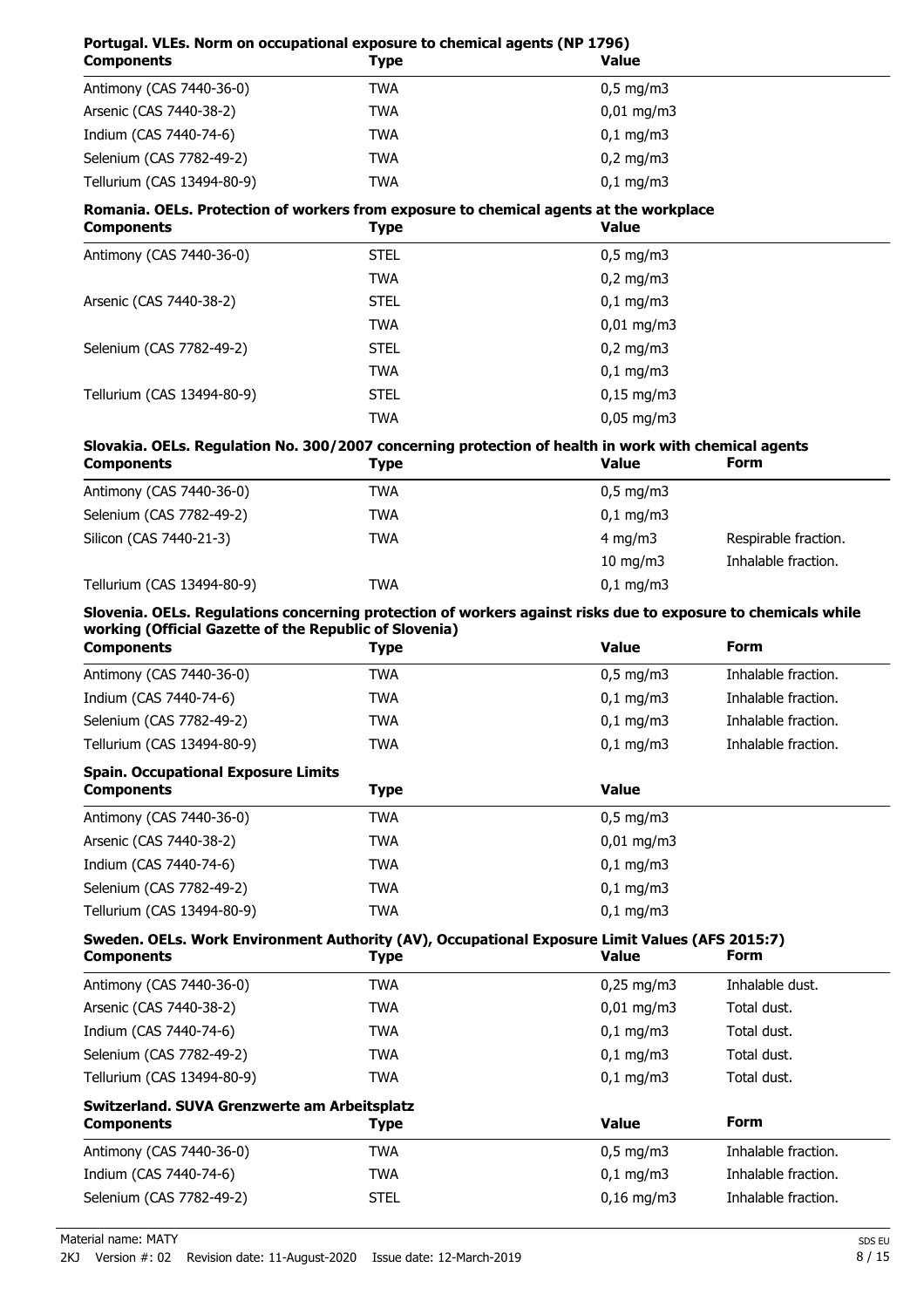**Portugal. VLEs. Norm on occupational exposure to chemical agents (NP 1796)**

| Components | Type | Value |
|---|---|---|
| Antimony (CAS 7440-36-0) | TWA | 0,5 mg/m3 |
| Arsenic (CAS 7440-38-2) | TWA | 0,01 mg/m3 |
| Indium (CAS 7440-74-6) | TWA | 0,1 mg/m3 |
| Selenium (CAS 7782-49-2) | TWA | 0,2 mg/m3 |
| Tellurium (CAS 13494-80-9) | TWA | 0,1 mg/m3 |

**Romania. OELs. Protection of workers from exposure to chemical agents at the workplace**

| Components | Type | Value |
|---|---|---|
| Antimony (CAS 7440-36-0) | STEL | 0,5 mg/m3 |
| | TWA | 0,2 mg/m3 |
| Arsenic (CAS 7440-38-2) | STEL | 0,1 mg/m3 |
| | TWA | 0,01 mg/m3 |
| Selenium (CAS 7782-49-2) | STEL | 0,2 mg/m3 |
| | TWA | 0,1 mg/m3 |
| Tellurium (CAS 13494-80-9) | STEL | 0,15 mg/m3 |
| | TWA | 0,05 mg/m3 |

**Slovakia. OELs. Regulation No. 300/2007 concerning protection of health in work with chemical agents**

| Components | Type | Value | Form |
|---|---|---|---|
| Antimony (CAS 7440-36-0) | TWA | 0,5 mg/m3 | |
| Selenium (CAS 7782-49-2) | TWA | 0,1 mg/m3 | |
| Silicon (CAS 7440-21-3) | TWA | 4 mg/m3 | Respirable fraction. |
| | | 10 mg/m3 | Inhalable fraction. |
| Tellurium (CAS 13494-80-9) | TWA | 0,1 mg/m3 | |

**Slovenia. OELs. Regulations concerning protection of workers against risks due to exposure to chemicals while working (Official Gazette of the Republic of Slovenia)**

| Components | Type | Value | Form |
|---|---|---|---|
| Antimony (CAS 7440-36-0) | TWA | 0,5 mg/m3 | Inhalable fraction. |
| Indium (CAS 7440-74-6) | TWA | 0,1 mg/m3 | Inhalable fraction. |
| Selenium (CAS 7782-49-2) | TWA | 0,1 mg/m3 | Inhalable fraction. |
| Tellurium (CAS 13494-80-9) | TWA | 0,1 mg/m3 | Inhalable fraction. |

**Spain. Occupational Exposure Limits**

| Components | Type | Value |
|---|---|---|
| Antimony (CAS 7440-36-0) | TWA | 0,5 mg/m3 |
| Arsenic (CAS 7440-38-2) | TWA | 0,01 mg/m3 |
| Indium (CAS 7440-74-6) | TWA | 0,1 mg/m3 |
| Selenium (CAS 7782-49-2) | TWA | 0,1 mg/m3 |
| Tellurium (CAS 13494-80-9) | TWA | 0,1 mg/m3 |

**Sweden. OELs. Work Environment Authority (AV), Occupational Exposure Limit Values (AFS 2015:7)**

| Components | Type | Value | Form |
|---|---|---|---|
| Antimony (CAS 7440-36-0) | TWA | 0,25 mg/m3 | Inhalable dust. |
| Arsenic (CAS 7440-38-2) | TWA | 0,01 mg/m3 | Total dust. |
| Indium (CAS 7440-74-6) | TWA | 0,1 mg/m3 | Total dust. |
| Selenium (CAS 7782-49-2) | TWA | 0,1 mg/m3 | Total dust. |
| Tellurium (CAS 13494-80-9) | TWA | 0,1 mg/m3 | Total dust. |

**Switzerland. SUVA Grenzwerte am Arbeitsplatz**

| Components | Type | Value | Form |
|---|---|---|---|
| Antimony (CAS 7440-36-0) | TWA | 0,5 mg/m3 | Inhalable fraction. |
| Indium (CAS 7440-74-6) | TWA | 0,1 mg/m3 | Inhalable fraction. |
| Selenium (CAS 7782-49-2) | STEL | 0,16 mg/m3 | Inhalable fraction. |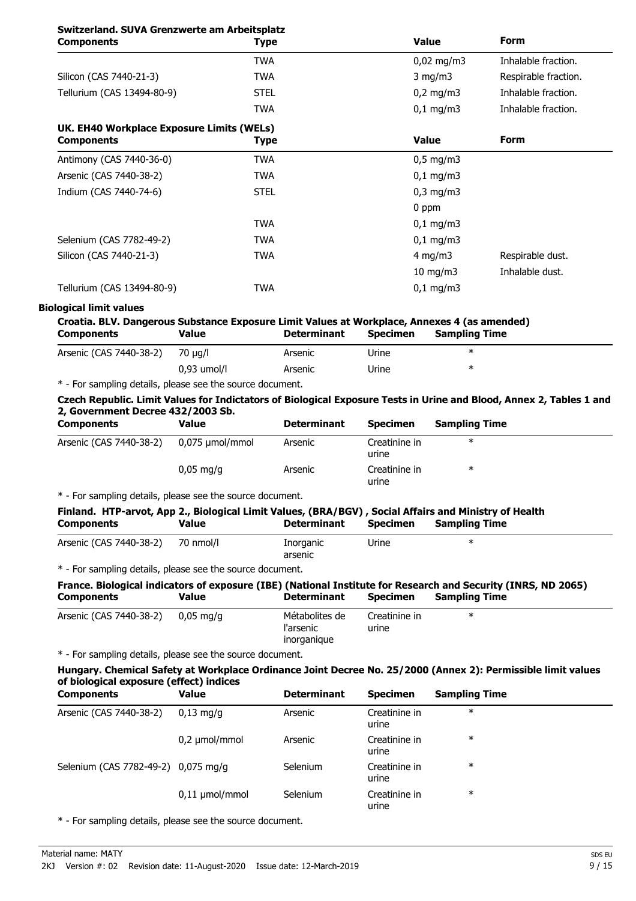**Switzerland. SUVA Grenzwerte am Arbeitsplatz**

| Components | Type | Value | Form |
|---|---|---|---|
| | TWA | 0,02 mg/m3 | Inhalable fraction. |
| Silicon (CAS 7440-21-3) | TWA | 3 mg/m3 | Respirable fraction. |
| Tellurium (CAS 13494-80-9) | STEL | 0,2 mg/m3 | Inhalable fraction. |
| | TWA | 0,1 mg/m3 | Inhalable fraction. |

**UK. EH40 Workplace Exposure Limits (WELs)**

| Components | Type | Value | Form |
|---|---|---|---|
| Antimony (CAS 7440-36-0) | TWA | 0,5 mg/m3 | |
| Arsenic (CAS 7440-38-2) | TWA | 0,1 mg/m3 | |
| Indium (CAS 7440-74-6) | STEL | 0,3 mg/m3 | |
| | | 0 ppm | |
| | TWA | 0,1 mg/m3 | |
| Selenium (CAS 7782-49-2) | TWA | 0,1 mg/m3 | |
| Silicon (CAS 7440-21-3) | TWA | 4 mg/m3 | Respirable dust. |
| | | 10 mg/m3 | Inhalable dust. |
| Tellurium (CAS 13494-80-9) | TWA | 0,1 mg/m3 | |

**Biological limit values**

**Croatia. BLV. Dangerous Substance Exposure Limit Values at Workplace, Annexes 4 (as amended)**

| Components | Value | Determinant | Specimen | Sampling Time |
|---|---|---|---|---|
| Arsenic (CAS 7440-38-2) | 70 µg/l | Arsenic | Urine | * |
| | 0,93 umol/l | Arsenic | Urine | * |

* - For sampling details, please see the source document.

**Czech Republic. Limit Values for Indictators of Biological Exposure Tests in Urine and Blood, Annex 2, Tables 1 and 2, Government Decree 432/2003 Sb.**

| Components | Value | Determinant | Specimen | Sampling Time |
|---|---|---|---|---|
| Arsenic (CAS 7440-38-2) | 0,075 µmol/mmol | Arsenic | Creatinine in urine | * |
| | 0,05 mg/g | Arsenic | Creatinine in urine | * |

* - For sampling details, please see the source document.

**Finland. HTP-arvot, App 2., Biological Limit Values, (BRA/BGV) , Social Affairs and Ministry of Health**

| Components | Value | Determinant | Specimen | Sampling Time |
|---|---|---|---|---|
| Arsenic (CAS 7440-38-2) | 70 nmol/l | Inorganic arsenic | Urine | * |

* - For sampling details, please see the source document.

**France. Biological indicators of exposure (IBE) (National Institute for Research and Security (INRS, ND 2065)**

| Components | Value | Determinant | Specimen | Sampling Time |
|---|---|---|---|---|
| Arsenic (CAS 7440-38-2) | 0,05 mg/g | Métabolites de l'arsenic inorganique | Creatinine in urine | * |

* - For sampling details, please see the source document.

**Hungary. Chemical Safety at Workplace Ordinance Joint Decree No. 25/2000 (Annex 2): Permissible limit values of biological exposure (effect) indices**

| Components | Value | Determinant | Specimen | Sampling Time |
|---|---|---|---|---|
| Arsenic (CAS 7440-38-2) | 0,13 mg/g | Arsenic | Creatinine in urine | * |
| | 0,2 µmol/mmol | Arsenic | Creatinine in urine | * |
| Selenium (CAS 7782-49-2) | 0,075 mg/g | Selenium | Creatinine in urine | * |
| | 0,11 µmol/mmol | Selenium | Creatinine in urine | * |

* - For sampling details, please see the source document.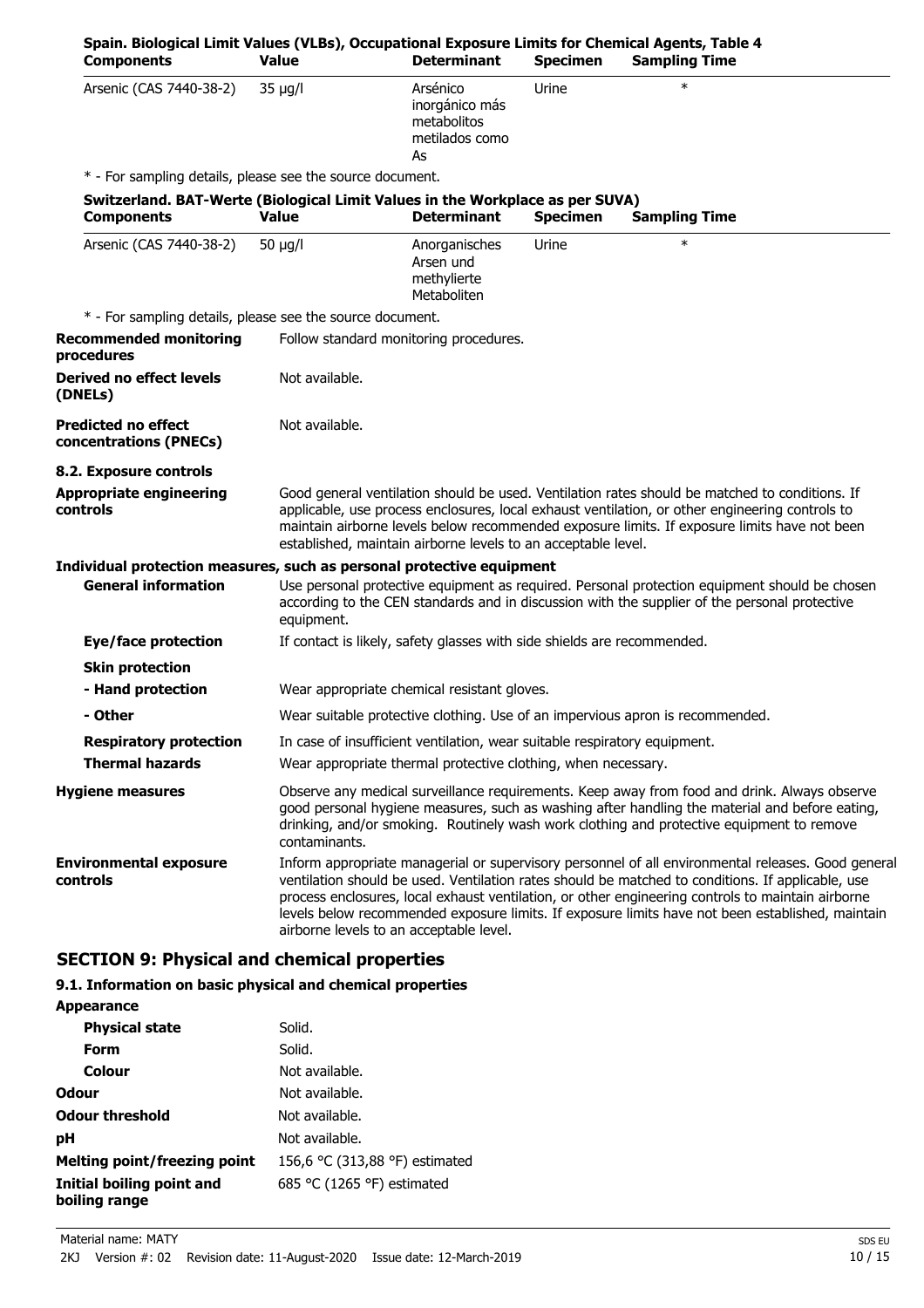**Spain. Biological Limit Values (VLBs), Occupational Exposure Limits for Chemical Agents, Table 4**

| Components | Value | Determinant | Specimen | Sampling Time |
|---|---|---|---|---|
| Arsenic (CAS 7440-38-2) | 35 µg/l | Arsénico inorgánico más metabolitos metilados como As | Urine | * |

* - For sampling details, please see the source document.

**Switzerland. BAT-Werte (Biological Limit Values in the Workplace as per SUVA)**

| Components | Value | Determinant | Specimen | Sampling Time |
|---|---|---|---|---|
| Arsenic (CAS 7440-38-2) | 50 µg/l | Anorganisches Arsen und methylierte Metaboliten | Urine | * |

* - For sampling details, please see the source document.

**Recommended monitoring procedures** Follow standard monitoring procedures.

**Derived no effect levels (DNELs)** Not available.

**Predicted no effect concentrations (PNECs)** Not available.

**8.2. Exposure controls**

**Appropriate engineering controls** Good general ventilation should be used. Ventilation rates should be matched to conditions. If applicable, use process enclosures, local exhaust ventilation, or other engineering controls to maintain airborne levels below recommended exposure limits. If exposure limits have not been established, maintain airborne levels to an acceptable level.

**Individual protection measures, such as personal protective equipment**

**General information** Use personal protective equipment as required. Personal protection equipment should be chosen according to the CEN standards and in discussion with the supplier of the personal protective equipment.

**Eye/face protection** If contact is likely, safety glasses with side shields are recommended.

**Skin protection**

**- Hand protection** Wear appropriate chemical resistant gloves.

**- Other** Wear suitable protective clothing. Use of an impervious apron is recommended.

**Respiratory protection** In case of insufficient ventilation, wear suitable respiratory equipment.

**Thermal hazards** Wear appropriate thermal protective clothing, when necessary.

**Hygiene measures** Observe any medical surveillance requirements. Keep away from food and drink. Always observe good personal hygiene measures, such as washing after handling the material and before eating, drinking, and/or smoking. Routinely wash work clothing and protective equipment to remove contaminants.

**Environmental exposure controls** Inform appropriate managerial or supervisory personnel of all environmental releases. Good general ventilation should be used. Ventilation rates should be matched to conditions. If applicable, use process enclosures, local exhaust ventilation, or other engineering controls to maintain airborne levels below recommended exposure limits. If exposure limits have not been established, maintain airborne levels to an acceptable level.

## SECTION 9: Physical and chemical properties

### 9.1. Information on basic physical and chemical properties

**Appearance**

| | |
|---|---|
| **Physical state** | Solid. |
| **Form** | Solid. |
| **Colour** | Not available. |
| **Odour** | Not available. |
| **Odour threshold** | Not available. |
| **pH** | Not available. |
| **Melting point/freezing point** | 156,6 °C (313,88 °F) estimated |
| **Initial boiling point and boiling range** | 685 °C (1265 °F) estimated |

Material name: MATY

2KJ Version #: 02 Revision date: 11-August-2020 Issue date: 12-March-2019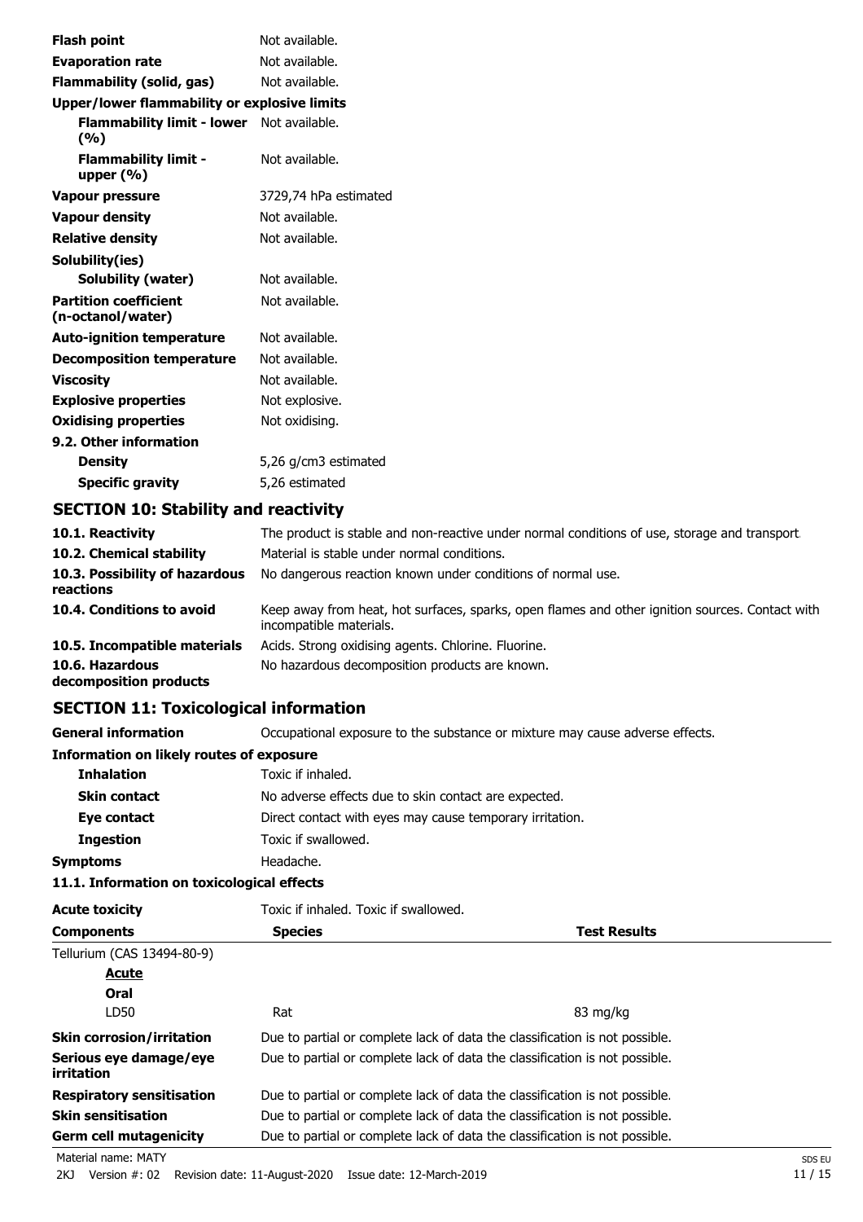| | |
|---|---|
| **Flash point** | Not available. |
| **Evaporation rate** | Not available. |
| **Flammability (solid, gas)** | Not available. |
| **Upper/lower flammability or explosive limits** | |
| **Flammability limit - lower (%)** | Not available. |
| **Flammability limit - upper (%)** | Not available. |
| **Vapour pressure** | 3729,74 hPa estimated |
| **Vapour density** | Not available. |
| **Relative density** | Not available. |
| **Solubility(ies)** | |
| **Solubility (water)** | Not available. |
| **Partition coefficient (n-octanol/water)** | Not available. |
| **Auto-ignition temperature** | Not available. |
| **Decomposition temperature** | Not available. |
| **Viscosity** | Not available. |
| **Explosive properties** | Not explosive. |
| **Oxidising properties** | Not oxidising. |
| **9.2. Other information** | |
| **Density** | 5,26 g/cm3 estimated |
| **Specific gravity** | 5,26 estimated |

## SECTION 10: Stability and reactivity

| | |
|---|---|
| **10.1. Reactivity** | The product is stable and non-reactive under normal conditions of use, storage and transport. |
| **10.2. Chemical stability** | Material is stable under normal conditions. |
| **10.3. Possibility of hazardous reactions** | No dangerous reaction known under conditions of normal use. |
| **10.4. Conditions to avoid** | Keep away from heat, hot surfaces, sparks, open flames and other ignition sources. Contact with incompatible materials. |
| **10.5. Incompatible materials** | Acids. Strong oxidising agents. Chlorine. Fluorine. |
| **10.6. Hazardous decomposition products** | No hazardous decomposition products are known. |

## SECTION 11: Toxicological information

| | |
|---|---|
| **General information** | Occupational exposure to the substance or mixture may cause adverse effects. |
| **Information on likely routes of exposure** | |
| **Inhalation** | Toxic if inhaled. |
| **Skin contact** | No adverse effects due to skin contact are expected. |
| **Eye contact** | Direct contact with eyes may cause temporary irritation. |
| **Ingestion** | Toxic if swallowed. |
| **Symptoms** | Headache. |

**11.1. Information on toxicological effects**

**Acute toxicity** Toxic if inhaled. Toxic if swallowed.

| Components | Species | Test Results |
|---|---|---|
| Tellurium (CAS 13494-80-9) | | |
| ***Acute*** | | |
| **Oral** | | |
| LD50 | Rat | 83 mg/kg |

| | |
|---|---|
| **Skin corrosion/irritation** | Due to partial or complete lack of data the classification is not possible. |
| **Serious eye damage/eye irritation** | Due to partial or complete lack of data the classification is not possible. |
| **Respiratory sensitisation** | Due to partial or complete lack of data the classification is not possible. |
| **Skin sensitisation** | Due to partial or complete lack of data the classification is not possible. |
| **Germ cell mutagenicity** | Due to partial or complete lack of data the classification is not possible. |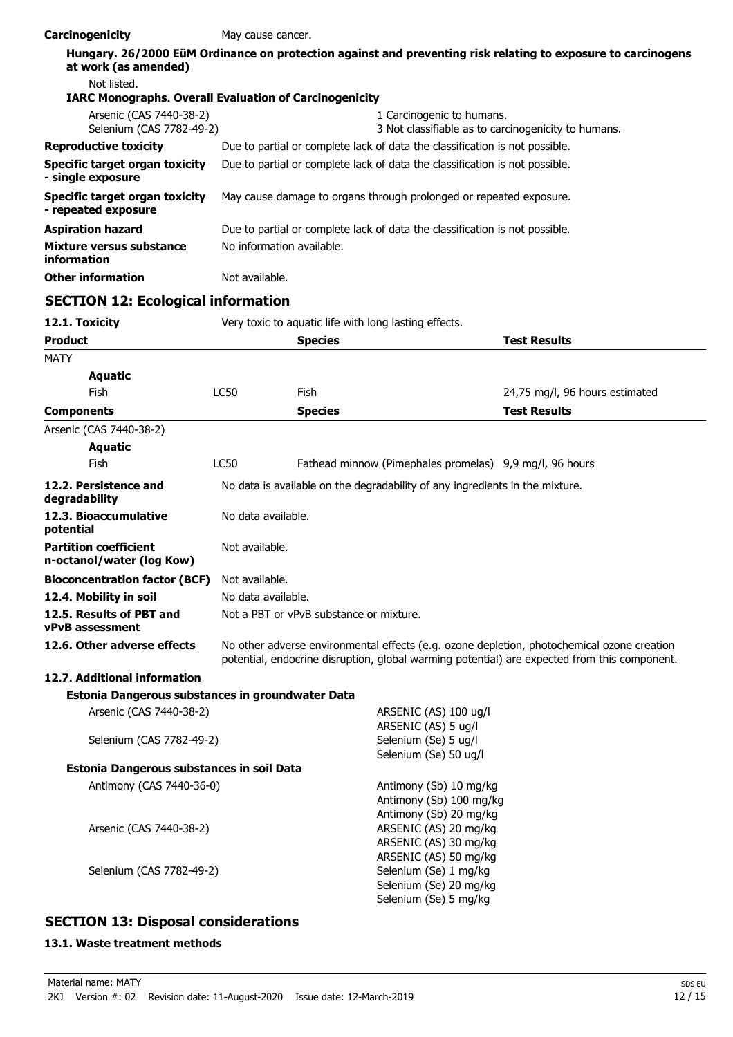**Carcinogenicity** May cause cancer.

**Hungary. 26/2000 EüM Ordinance on protection against and preventing risk relating to exposure to carcinogens at work (as amended)**

Not listed.

**IARC Monographs. Overall Evaluation of Carcinogenicity**

| | |
|---|---|
| Arsenic (CAS 7440-38-2) | 1 Carcinogenic to humans. |
| Selenium (CAS 7782-49-2) | 3 Not classifiable as to carcinogenicity to humans. |

| | |
|---|---|
| **Reproductive toxicity** | Due to partial or complete lack of data the classification is not possible. |
| **Specific target organ toxicity - single exposure** | Due to partial or complete lack of data the classification is not possible. |
| **Specific target organ toxicity - repeated exposure** | May cause damage to organs through prolonged or repeated exposure. |
| **Aspiration hazard** | Due to partial or complete lack of data the classification is not possible. |
| **Mixture versus substance information** | No information available. |
| **Other information** | Not available. |

## SECTION 12: Ecological information

**12.1. Toxicity** Very toxic to aquatic life with long lasting effects.

| **Product** | | **Species** | **Test Results** |
|---|---|---|---|
| MATY | | | |
| **Aquatic** | | | |
| Fish | LC50 | Fish | 24,75 mg/l, 96 hours estimated |
| **Components** | | **Species** | **Test Results** |
| Arsenic (CAS 7440-38-2) | | | |
| **Aquatic** | | | |
| Fish | LC50 | Fathead minnow (Pimephales promelas) | 9,9 mg/l, 96 hours |

| | |
|---|---|
| **12.2. Persistence and degradability** | No data is available on the degradability of any ingredients in the mixture. |
| **12.3. Bioaccumulative potential** | No data available. |
| **Partition coefficient n-octanol/water (log Kow)** | Not available. |
| **Bioconcentration factor (BCF)** | Not available. |
| **12.4. Mobility in soil** | No data available. |
| **12.5. Results of PBT and vPvB assessment** | Not a PBT or vPvB substance or mixture. |
| **12.6. Other adverse effects** | No other adverse environmental effects (e.g. ozone depletion, photochemical ozone creation potential, endocrine disruption, global warming potential) are expected from this component. |

**12.7. Additional information**

**Estonia Dangerous substances in groundwater Data**

| | |
|---|---|
| Arsenic (CAS 7440-38-2) | ARSENIC (AS) 100 ug/l<br>ARSENIC (AS) 5 ug/l |
| Selenium (CAS 7782-49-2) | Selenium (Se) 5 ug/l<br>Selenium (Se) 50 ug/l |

**Estonia Dangerous substances in soil Data**

| | |
|---|---|
| Antimony (CAS 7440-36-0) | Antimony (Sb) 10 mg/kg<br>Antimony (Sb) 100 mg/kg<br>Antimony (Sb) 20 mg/kg |
| Arsenic (CAS 7440-38-2) | ARSENIC (AS) 20 mg/kg<br>ARSENIC (AS) 30 mg/kg<br>ARSENIC (AS) 50 mg/kg |
| Selenium (CAS 7782-49-2) | Selenium (Se) 1 mg/kg<br>Selenium (Se) 20 mg/kg<br>Selenium (Se) 5 mg/kg |

## SECTION 13: Disposal considerations

**13.1. Waste treatment methods**

Material name: MATY
2KJ Version #: 02 Revision date: 11-August-2020 Issue date: 12-March-2019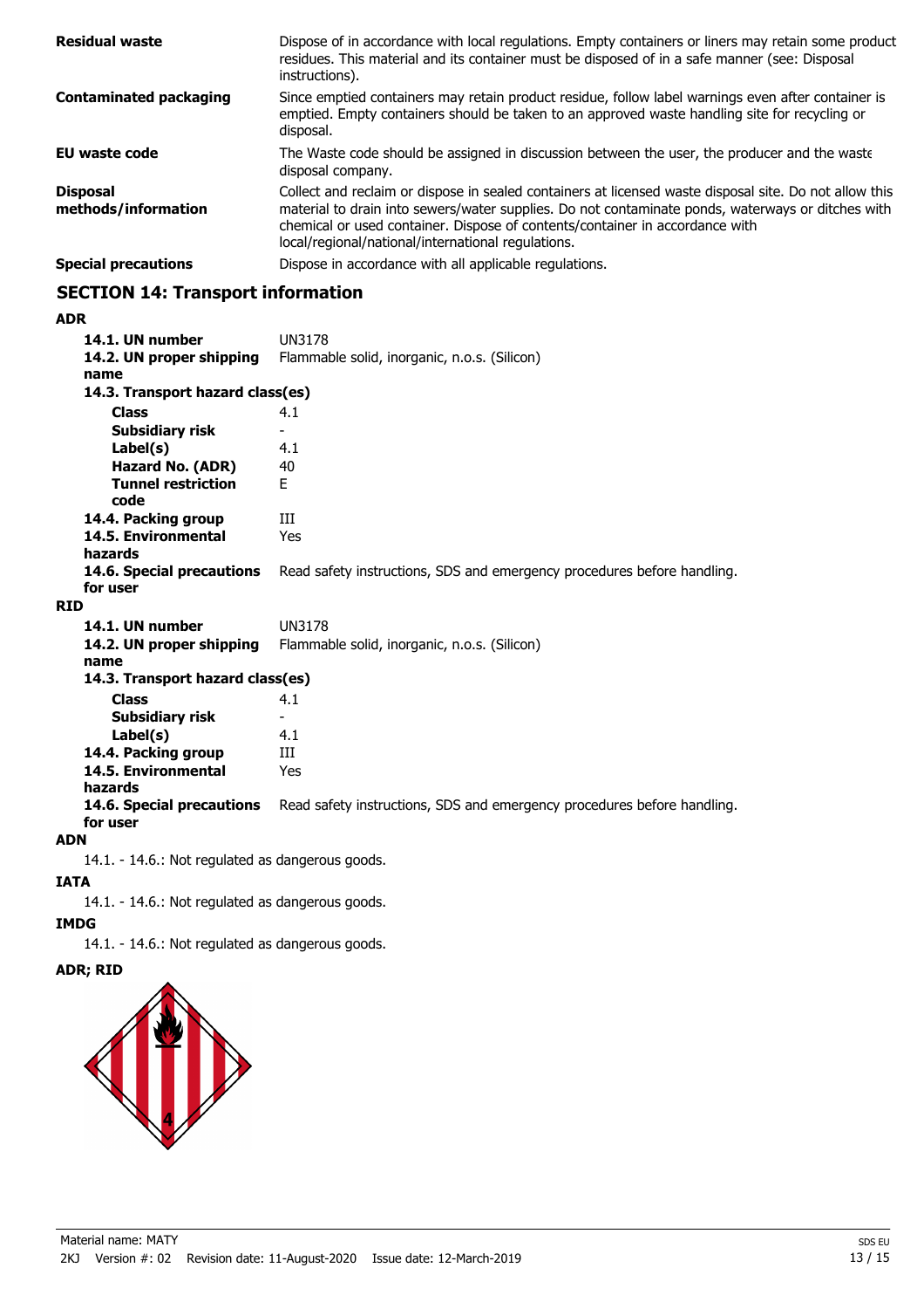| | |
|---|---|
| **Residual waste** | Dispose of in accordance with local regulations. Empty containers or liners may retain some product residues. This material and its container must be disposed of in a safe manner (see: Disposal instructions). |
| **Contaminated packaging** | Since emptied containers may retain product residue, follow label warnings even after container is emptied. Empty containers should be taken to an approved waste handling site for recycling or disposal. |
| **EU waste code** | The Waste code should be assigned in discussion between the user, the producer and the waste disposal company. |
| **Disposal methods/information** | Collect and reclaim or dispose in sealed containers at licensed waste disposal site. Do not allow this material to drain into sewers/water supplies. Do not contaminate ponds, waterways or ditches with chemical or used container. Dispose of contents/container in accordance with local/regional/national/international regulations. |
| **Special precautions** | Dispose in accordance with all applicable regulations. |

## SECTION 14: Transport information

**ADR**

| | |
|---|---|
| **14.1. UN number** | UN3178 |
| **14.2. UN proper shipping name** | Flammable solid, inorganic, n.o.s. (Silicon) |
| **14.3. Transport hazard class(es)** | |
| **Class** | 4.1 |
| **Subsidiary risk** | - |
| **Label(s)** | 4.1 |
| **Hazard No. (ADR)** | 40 |
| **Tunnel restriction code** | E |
| **14.4. Packing group** | III |
| **14.5. Environmental hazards** | Yes |
| **14.6. Special precautions for user** | Read safety instructions, SDS and emergency procedures before handling. |

**RID**

| | |
|---|---|
| **14.1. UN number** | UN3178 |
| **14.2. UN proper shipping name** | Flammable solid, inorganic, n.o.s. (Silicon) |
| **14.3. Transport hazard class(es)** | |
| **Class** | 4.1 |
| **Subsidiary risk** | - |
| **Label(s)** | 4.1 |
| **14.4. Packing group** | III |
| **14.5. Environmental hazards** | Yes |
| **14.6. Special precautions for user** | Read safety instructions, SDS and emergency procedures before handling. |

**ADN**

14.1. - 14.6.: Not regulated as dangerous goods.

**IATA**

14.1. - 14.6.: Not regulated as dangerous goods.

**IMDG**

14.1. - 14.6.: Not regulated as dangerous goods.

**ADR; RID**

Material name: MATY

2KJ Version #: 02 Revision date: 11-August-2020 Issue date: 12-March-2019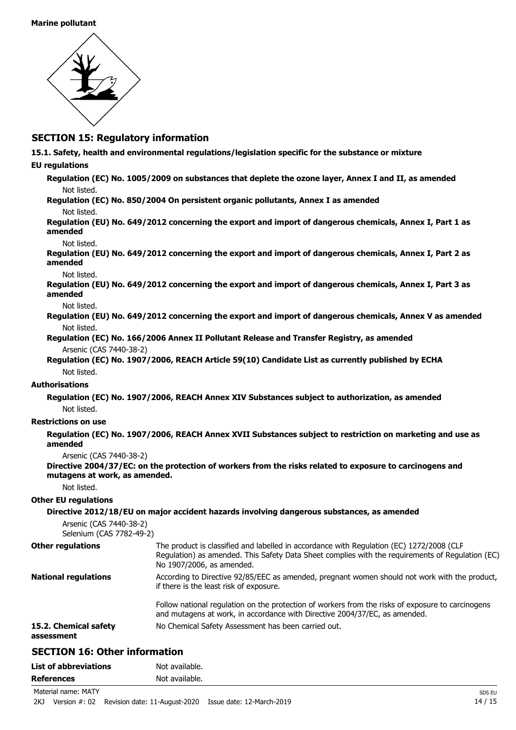**Marine pollutant**

## SECTION 15: Regulatory information

**15.1. Safety, health and environmental regulations/legislation specific for the substance or mixture**

**EU regulations**

**Regulation (EC) No. 1005/2009 on substances that deplete the ozone layer, Annex I and II, as amended**

Not listed.

**Regulation (EC) No. 850/2004 On persistent organic pollutants, Annex I as amended**

Not listed.

**Regulation (EU) No. 649/2012 concerning the export and import of dangerous chemicals, Annex I, Part 1 as amended**

Not listed.

**Regulation (EU) No. 649/2012 concerning the export and import of dangerous chemicals, Annex I, Part 2 as amended**

Not listed.

**Regulation (EU) No. 649/2012 concerning the export and import of dangerous chemicals, Annex I, Part 3 as amended**

Not listed.

**Regulation (EU) No. 649/2012 concerning the export and import of dangerous chemicals, Annex V as amended**

Not listed.

**Regulation (EC) No. 166/2006 Annex II Pollutant Release and Transfer Registry, as amended**

Arsenic (CAS 7440-38-2)

**Regulation (EC) No. 1907/2006, REACH Article 59(10) Candidate List as currently published by ECHA**

Not listed.

**Authorisations**

**Regulation (EC) No. 1907/2006, REACH Annex XIV Substances subject to authorization, as amended**

Not listed.

**Restrictions on use**

**Regulation (EC) No. 1907/2006, REACH Annex XVII Substances subject to restriction on marketing and use as amended**

Arsenic (CAS 7440-38-2)

**Directive 2004/37/EC: on the protection of workers from the risks related to exposure to carcinogens and mutagens at work, as amended.**

Not listed.

**Other EU regulations**

**Directive 2012/18/EU on major accident hazards involving dangerous substances, as amended**

Arsenic (CAS 7440-38-2)
Selenium (CAS 7782-49-2)

**Other regulations** The product is classified and labelled in accordance with Regulation (EC) 1272/2008 (CLP Regulation) as amended. This Safety Data Sheet complies with the requirements of Regulation (EC) No 1907/2006, as amended.

**National regulations** According to Directive 92/85/EEC as amended, pregnant women should not work with the product, if there is the least risk of exposure.

Follow national regulation on the protection of workers from the risks of exposure to carcinogens and mutagens at work, in accordance with Directive 2004/37/EC, as amended.

**15.2. Chemical safety assessment** No Chemical Safety Assessment has been carried out.

## SECTION 16: Other information

| | |
|---|---|
| **List of abbreviations** | Not available. |
| **References** | Not available. |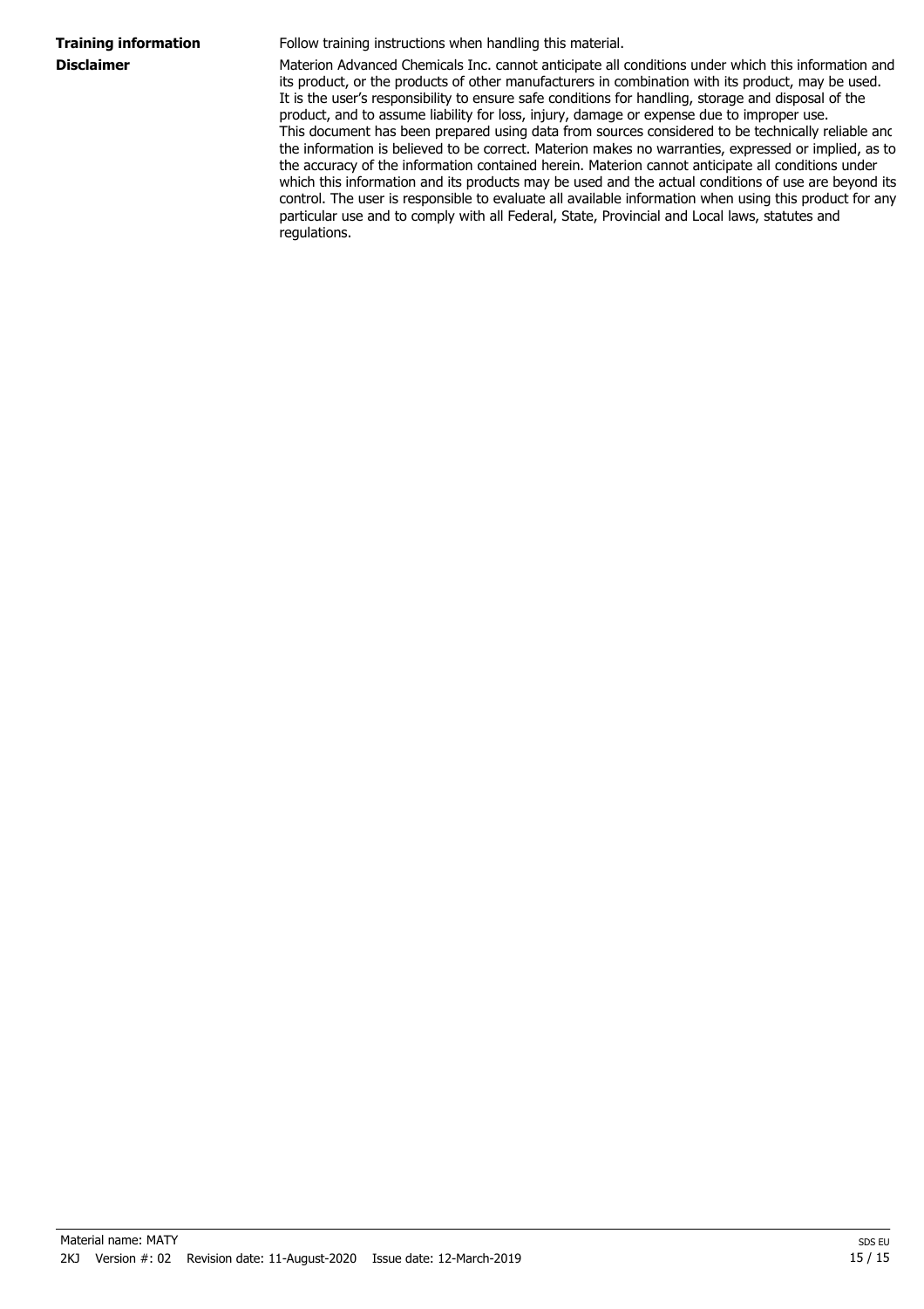**Training information** Follow training instructions when handling this material.

**Disclaimer** Materion Advanced Chemicals Inc. cannot anticipate all conditions under which this information and its product, or the products of other manufacturers in combination with its product, may be used. It is the user's responsibility to ensure safe conditions for handling, storage and disposal of the product, and to assume liability for loss, injury, damage or expense due to improper use. This document has been prepared using data from sources considered to be technically reliable and the information is believed to be correct. Materion makes no warranties, expressed or implied, as to the accuracy of the information contained herein. Materion cannot anticipate all conditions under which this information and its products may be used and the actual conditions of use are beyond its control. The user is responsible to evaluate all available information when using this product for any particular use and to comply with all Federal, State, Provincial and Local laws, statutes and regulations.